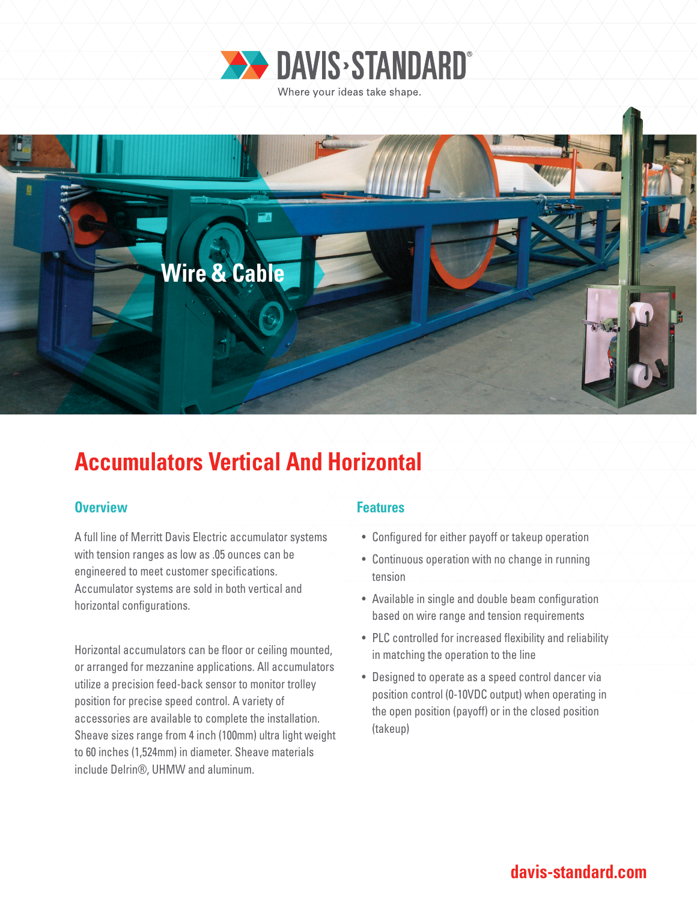DAVIS›STANDARD®

Where your ideas take shape.

Wire & Cable

# Accumulators Vertical And Horizontal

## Overview

A full line of Merritt Davis Electric accumulator systems with tension ranges as low as .05 ounces can be engineered to meet customer specifications. Accumulator systems are sold in both vertical and horizontal configurations.

Horizontal accumulators can be floor or ceiling mounted, or arranged for mezzanine applications. All accumulators utilize a precision feed-back sensor to monitor trolley position for precise speed control. A variety of accessories are available to complete the installation. Sheave sizes range from 4 inch (100mm) ultra light weight to 60 inches (1,524mm) in diameter. Sheave materials include Delrin®, UHMW and aluminum.

## Features

- Configured for either payoff or takeup operation
- Continuous operation with no change in running tension
- Available in single and double beam configuration based on wire range and tension requirements
- PLC controlled for increased flexibility and reliability in matching the operation to the line
- Designed to operate as a speed control dancer via position control (0-10VDC output) when operating in the open position (payoff) or in the closed position (takeup)

davis-standard.com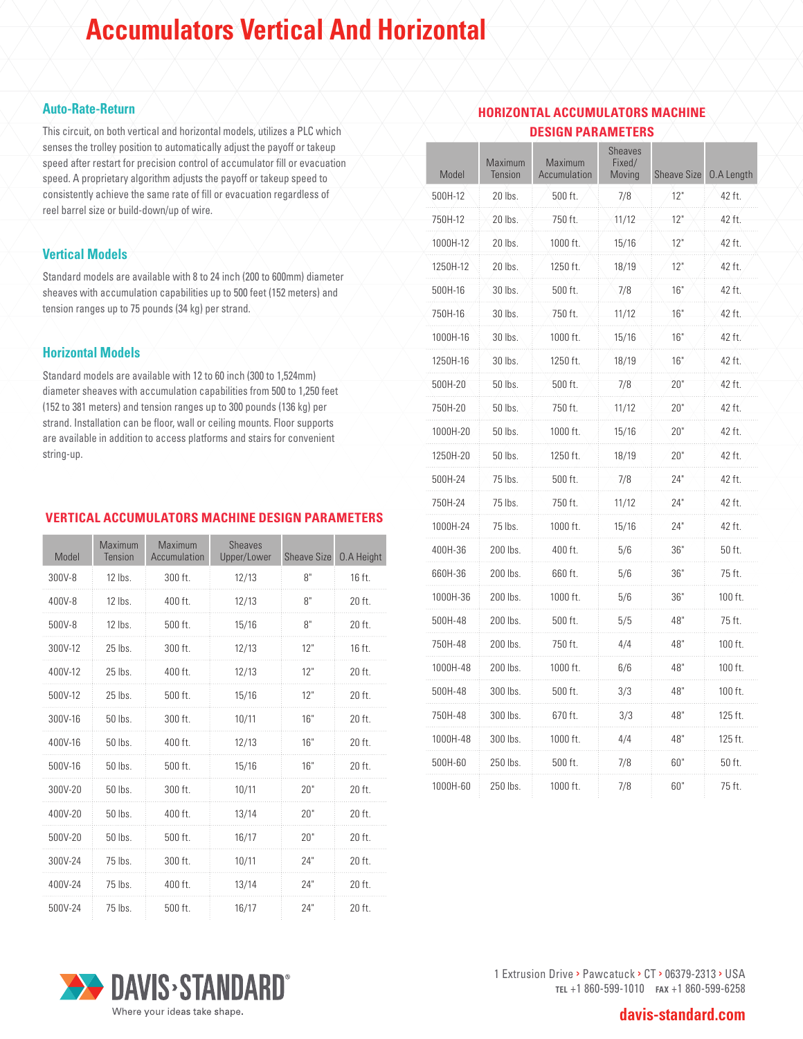// Accumulators Vertical And Horizontal

## Auto-Rate-Return

This circuit, on both vertical and horizontal models, utilizes a PLC which senses the trolley position to automatically adjust the payoff or takeup speed after restart for precision control of accumulator fill or evacuation speed. A proprietary algorithm adjusts the payoff or takeup speed to consistently achieve the same rate of fill or evacuation regardless of reel barrel size or build-down/up of wire.

## Vertical Models

Standard models are available with 8 to 24 inch (200 to 600mm) diameter sheaves with accumulation capabilities up to 500 feet (152 meters) and tension ranges up to 75 pounds (34 kg) per strand.

## Horizontal Models

Standard models are available with 12 to 60 inch (300 to 1,524mm) diameter sheaves with accumulation capabilities from 500 to 1,250 feet (152 to 381 meters) and tension ranges up to 300 pounds (136 kg) per strand. Installation can be floor, wall or ceiling mounts. Floor supports are available in addition to access platforms and stairs for convenient string-up.

## VERTICAL ACCUMULATORS MACHINE DESIGN PARAMETERS

| Model | Maximum Tension | Maximum Accumulation | Sheaves Upper/Lower | Sheave Size | O.A Height |
|---|---|---|---|---|---|
| 300V-8 | 12 lbs. | 300 ft. | 12/13 | 8" | 16 ft. |
| 400V-8 | 12 lbs. | 400 ft. | 12/13 | 8" | 20 ft. |
| 500V-8 | 12 lbs. | 500 ft. | 15/16 | 8" | 20 ft. |
| 300V-12 | 25 lbs. | 300 ft. | 12/13 | 12" | 16 ft. |
| 400V-12 | 25 lbs. | 400 ft. | 12/13 | 12" | 20 ft. |
| 500V-12 | 25 lbs. | 500 ft. | 15/16 | 12" | 20 ft. |
| 300V-16 | 50 lbs. | 300 ft. | 10/11 | 16" | 20 ft. |
| 400V-16 | 50 lbs. | 400 ft. | 12/13 | 16" | 20 ft. |
| 500V-16 | 50 lbs. | 500 ft. | 15/16 | 16" | 20 ft. |
| 300V-20 | 50 lbs. | 300 ft. | 10/11 | 20" | 20 ft. |
| 400V-20 | 50 lbs. | 400 ft. | 13/14 | 20" | 20 ft. |
| 500V-20 | 50 lbs. | 500 ft. | 16/17 | 20" | 20 ft. |
| 300V-24 | 75 lbs. | 300 ft. | 10/11 | 24" | 20 ft. |
| 400V-24 | 75 lbs. | 400 ft. | 13/14 | 24" | 20 ft. |
| 500V-24 | 75 lbs. | 500 ft. | 16/17 | 24" | 20 ft. |

## HORIZONTAL ACCUMULATORS MACHINE DESIGN PARAMETERS

| Model | Maximum Tension | Maximum Accumulation | Sheaves Fixed/ Moving | Sheave Size | O.A Length |
|---|---|---|---|---|---|
| 500H-12 | 20 lbs. | 500 ft. | 7/8 | 12" | 42 ft. |
| 750H-12 | 20 lbs. | 750 ft. | 11/12 | 12" | 42 ft. |
| 1000H-12 | 20 lbs. | 1000 ft. | 15/16 | 12" | 42 ft. |
| 1250H-12 | 20 lbs. | 1250 ft. | 18/19 | 12" | 42 ft. |
| 500H-16 | 30 lbs. | 500 ft. | 7/8 | 16" | 42 ft. |
| 750H-16 | 30 lbs. | 750 ft. | 11/12 | 16" | 42 ft. |
| 1000H-16 | 30 lbs. | 1000 ft. | 15/16 | 16" | 42 ft. |
| 1250H-16 | 30 lbs. | 1250 ft. | 18/19 | 16" | 42 ft. |
| 500H-20 | 50 lbs. | 500 ft. | 7/8 | 20" | 42 ft. |
| 750H-20 | 50 lbs. | 750 ft. | 11/12 | 20" | 42 ft. |
| 1000H-20 | 50 lbs. | 1000 ft. | 15/16 | 20" | 42 ft. |
| 1250H-20 | 50 lbs. | 1250 ft. | 18/19 | 20" | 42 ft. |
| 500H-24 | 75 lbs. | 500 ft. | 7/8 | 24" | 42 ft. |
| 750H-24 | 75 lbs. | 750 ft. | 11/12 | 24" | 42 ft. |
| 1000H-24 | 75 lbs. | 1000 ft. | 15/16 | 24" | 42 ft. |
| 400H-36 | 200 lbs. | 400 ft. | 5/6 | 36" | 50 ft. |
| 660H-36 | 200 lbs. | 660 ft. | 5/6 | 36" | 75 ft. |
| 1000H-36 | 200 lbs. | 1000 ft. | 5/6 | 36" | 100 ft. |
| 500H-48 | 200 lbs. | 500 ft. | 5/5 | 48" | 75 ft. |
| 750H-48 | 200 lbs. | 750 ft. | 4/4 | 48" | 100 ft. |
| 1000H-48 | 200 lbs. | 1000 ft. | 6/6 | 48" | 100 ft. |
| 500H-48 | 300 lbs. | 500 ft. | 3/3 | 48" | 100 ft. |
| 750H-48 | 300 lbs. | 670 ft. | 3/3 | 48" | 125 ft. |
| 1000H-48 | 300 lbs. | 1000 ft. | 4/4 | 48" | 125 ft. |
| 500H-60 | 250 lbs. | 500 ft. | 7/8 | 60" | 50 ft. |
| 1000H-60 | 250 lbs. | 1000 ft. | 7/8 | 60" | 75 ft. |

DAVIS › STANDARD®
Where your ideas take shape.

1 Extrusion Drive › Pawcatuck › CT › 06379-2313 › USA
TEL +1 860-599-1010 FAX +1 860-599-6258

davis-standard.com